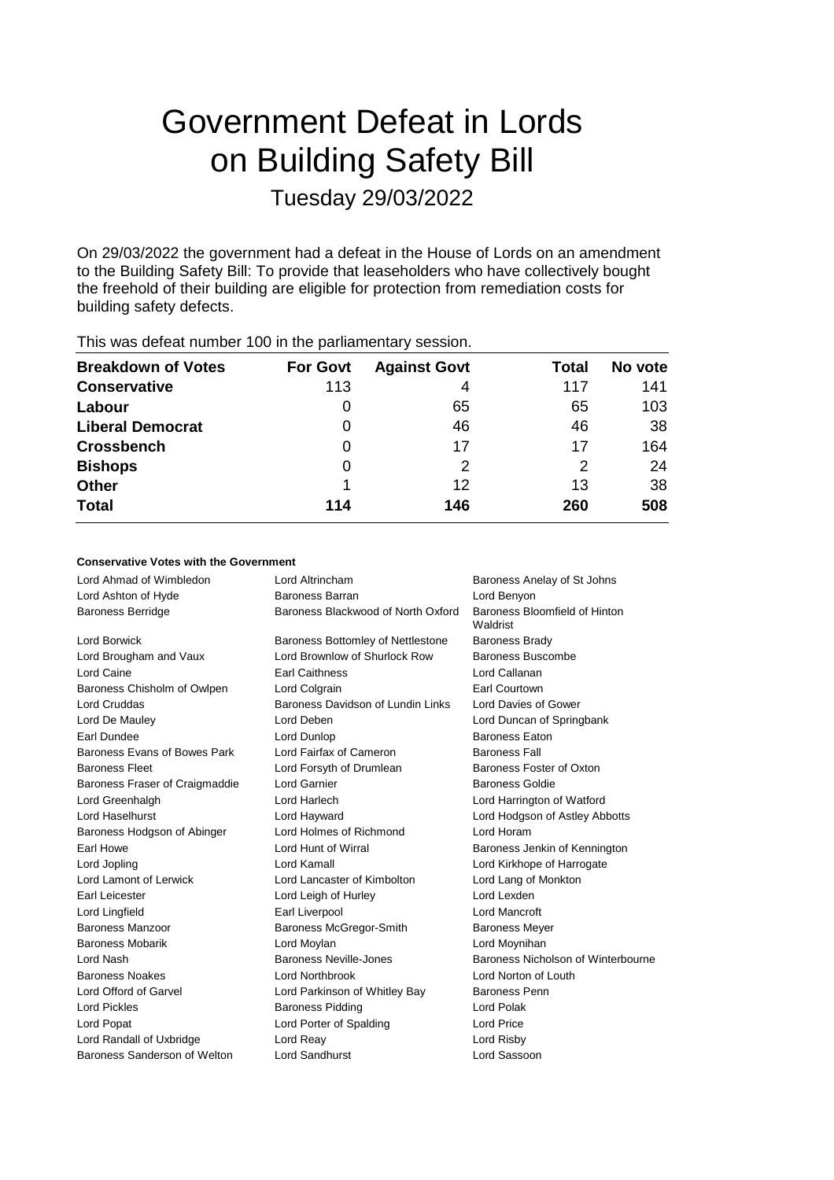# Government Defeat in Lords on Building Safety Bill

## Tuesday 29/03/2022

On 29/03/2022 the government had a defeat in the House of Lords on an amendment to the Building Safety Bill: To provide that leaseholders who have collectively bought the freehold of their building are eligible for protection from remediation costs for building safety defects.

This was defeat number 100 in the parliamentary session.

| Breakdown of Votes | For Govt | Against Govt | Total | No vote |
|---|---|---|---|---|
| **Conservative** | 113 | 4 | 117 | 141 |
| **Labour** | 0 | 65 | 65 | 103 |
| **Liberal Democrat** | 0 | 46 | 46 | 38 |
| **Crossbench** | 0 | 17 | 17 | 164 |
| **Bishops** | 0 | 2 | 2 | 24 |
| **Other** | 1 | 12 | 13 | 38 |
| **Total** | **114** | **146** | **260** | **508** |

#### Conservative Votes with the Government

| | | |
|---|---|---|
| Lord Ahmad of Wimbledon | Lord Altrincham | Baroness Anelay of St Johns |
| Lord Ashton of Hyde | Baroness Barran | Lord Benyon |
| Baroness Berridge | Baroness Blackwood of North Oxford | Baroness Bloomfield of Hinton Waldrist |
| Lord Borwick | Baroness Bottomley of Nettlestone | Baroness Brady |
| Lord Brougham and Vaux | Lord Brownlow of Shurlock Row | Baroness Buscombe |
| Lord Caine | Earl Caithness | Lord Callanan |
| Baroness Chisholm of Owlpen | Lord Colgrain | Earl Courtown |
| Lord Cruddas | Baroness Davidson of Lundin Links | Lord Davies of Gower |
| Lord De Mauley | Lord Deben | Lord Duncan of Springbank |
| Earl Dundee | Lord Dunlop | Baroness Eaton |
| Baroness Evans of Bowes Park | Lord Fairfax of Cameron | Baroness Fall |
| Baroness Fleet | Lord Forsyth of Drumlean | Baroness Foster of Oxton |
| Baroness Fraser of Craigmaddie | Lord Garnier | Baroness Goldie |
| Lord Greenhalgh | Lord Harlech | Lord Harrington of Watford |
| Lord Haselhurst | Lord Hayward | Lord Hodgson of Astley Abbotts |
| Baroness Hodgson of Abinger | Lord Holmes of Richmond | Lord Horam |
| Earl Howe | Lord Hunt of Wirral | Baroness Jenkin of Kennington |
| Lord Jopling | Lord Kamall | Lord Kirkhope of Harrogate |
| Lord Lamont of Lerwick | Lord Lancaster of Kimbolton | Lord Lang of Monkton |
| Earl Leicester | Lord Leigh of Hurley | Lord Lexden |
| Lord Lingfield | Earl Liverpool | Lord Mancroft |
| Baroness Manzoor | Baroness McGregor-Smith | Baroness Meyer |
| Baroness Mobarik | Lord Moylan | Lord Moynihan |
| Lord Nash | Baroness Neville-Jones | Baroness Nicholson of Winterbourne |
| Baroness Noakes | Lord Northbrook | Lord Norton of Louth |
| Lord Offord of Garvel | Lord Parkinson of Whitley Bay | Baroness Penn |
| Lord Pickles | Baroness Pidding | Lord Polak |
| Lord Popat | Lord Porter of Spalding | Lord Price |
| Lord Randall of Uxbridge | Lord Reay | Lord Risby |
| Baroness Sanderson of Welton | Lord Sandhurst | Lord Sassoon |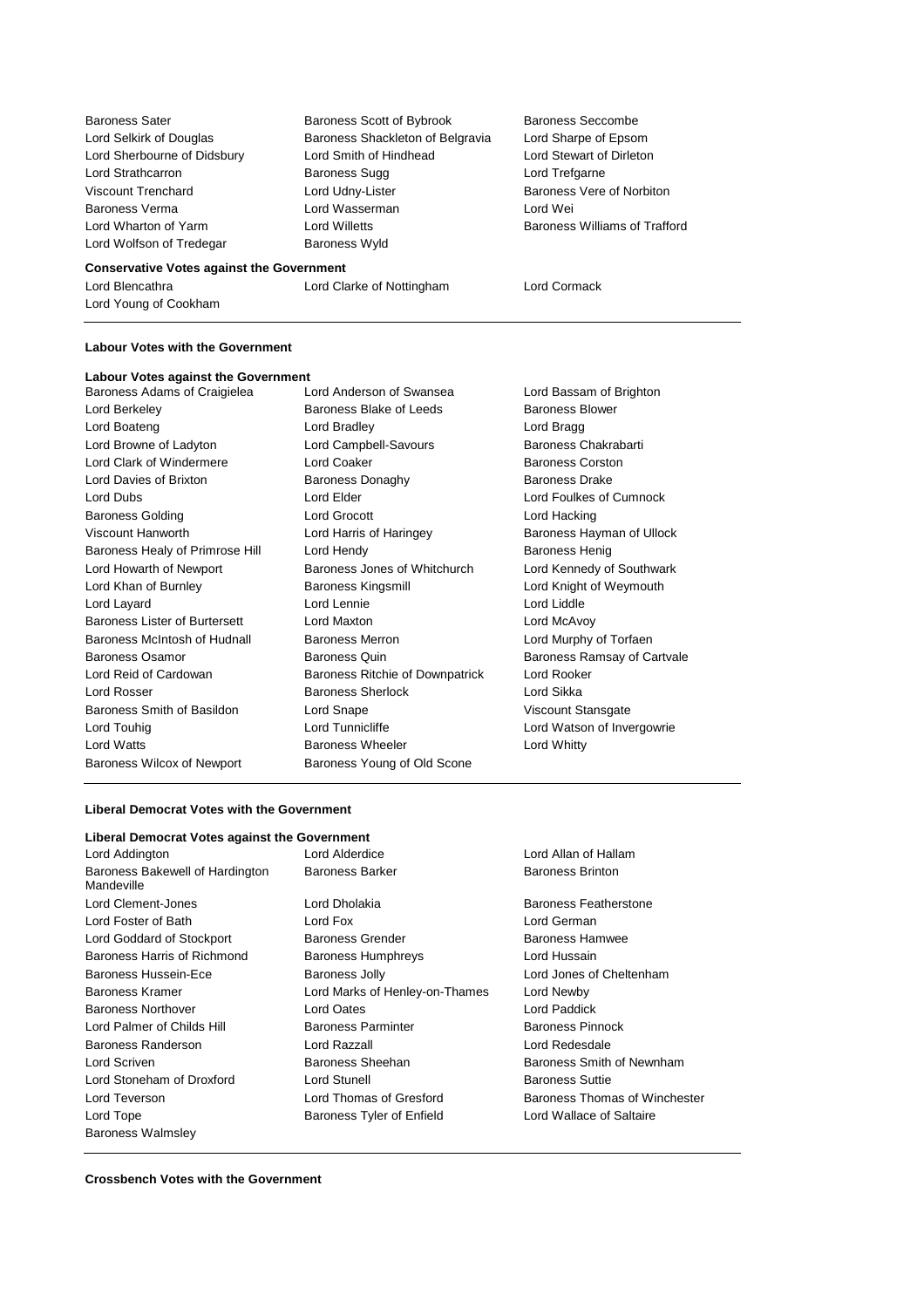Baroness Sater
Lord Selkirk of Douglas
Lord Sherbourne of Didsbury
Lord Strathcarron
Viscount Trenchard
Baroness Verma
Lord Wharton of Yarm
Lord Wolfson of Tredegar
Baroness Scott of Bybrook
Baroness Shackleton of Belgravia
Lord Smith of Hindhead
Baroness Sugg
Lord Udny-Lister
Lord Wasserman
Lord Willetts
Baroness Wyld
Baroness Seccombe
Lord Sharpe of Epsom
Lord Stewart of Dirleton
Lord Trefgarne
Baroness Vere of Norbiton
Lord Wei
Baroness Williams of Trafford

**Conservative Votes against the Government**

Lord Blencathra
Lord Young of Cookham
Lord Clarke of Nottingham
Lord Cormack

**Labour Votes with the Government**

**Labour Votes against the Government**

Baroness Adams of Craigielea
Lord Berkeley
Lord Boateng
Lord Browne of Ladyton
Lord Clark of Windermere
Lord Davies of Brixton
Lord Dubs
Baroness Golding
Viscount Hanworth
Baroness Healy of Primrose Hill
Lord Howarth of Newport
Lord Khan of Burnley
Lord Layard
Baroness Lister of Burtersett
Baroness McIntosh of Hudnall
Baroness Osamor
Lord Reid of Cardowan
Lord Rosser
Baroness Smith of Basildon
Lord Touhig
Lord Watts
Baroness Wilcox of Newport
Lord Anderson of Swansea
Baroness Blake of Leeds
Lord Bradley
Lord Campbell-Savours
Lord Coaker
Baroness Donaghy
Lord Elder
Lord Grocott
Lord Harris of Haringey
Lord Hendy
Baroness Jones of Whitchurch
Baroness Kingsmill
Lord Lennie
Lord Maxton
Baroness Merron
Baroness Quin
Baroness Ritchie of Downpatrick
Baroness Sherlock
Lord Snape
Lord Tunnicliffe
Baroness Wheeler
Baroness Young of Old Scone
Lord Bassam of Brighton
Baroness Blower
Lord Bragg
Baroness Chakrabarti
Baroness Corston
Baroness Drake
Lord Foulkes of Cumnock
Lord Hacking
Baroness Hayman of Ullock
Baroness Henig
Lord Kennedy of Southwark
Lord Knight of Weymouth
Lord Liddle
Lord McAvoy
Lord Murphy of Torfaen
Baroness Ramsay of Cartvale
Lord Rooker
Lord Sikka
Viscount Stansgate
Lord Watson of Invergowrie
Lord Whitty

**Liberal Democrat Votes with the Government**

**Liberal Democrat Votes against the Government**

Lord Addington
Baroness Bakewell of Hardington Mandeville
Lord Clement-Jones
Lord Foster of Bath
Lord Goddard of Stockport
Baroness Harris of Richmond
Baroness Hussein-Ece
Baroness Kramer
Baroness Northover
Lord Palmer of Childs Hill
Baroness Randerson
Lord Scriven
Lord Stoneham of Droxford
Lord Teverson
Lord Tope
Baroness Walmsley
Lord Alderdice
Baroness Barker
Lord Dholakia
Lord Fox
Baroness Grender
Baroness Humphreys
Baroness Jolly
Lord Marks of Henley-on-Thames
Lord Oates
Baroness Parminter
Lord Razzall
Baroness Sheehan
Lord Stunell
Lord Thomas of Gresford
Baroness Tyler of Enfield
Lord Allan of Hallam
Baroness Brinton
Baroness Featherstone
Lord German
Baroness Hamwee
Lord Hussain
Lord Jones of Cheltenham
Lord Newby
Lord Paddick
Baroness Pinnock
Lord Redesdale
Baroness Smith of Newnham
Baroness Suttie
Baroness Thomas of Winchester
Lord Wallace of Saltaire

**Crossbench Votes with the Government**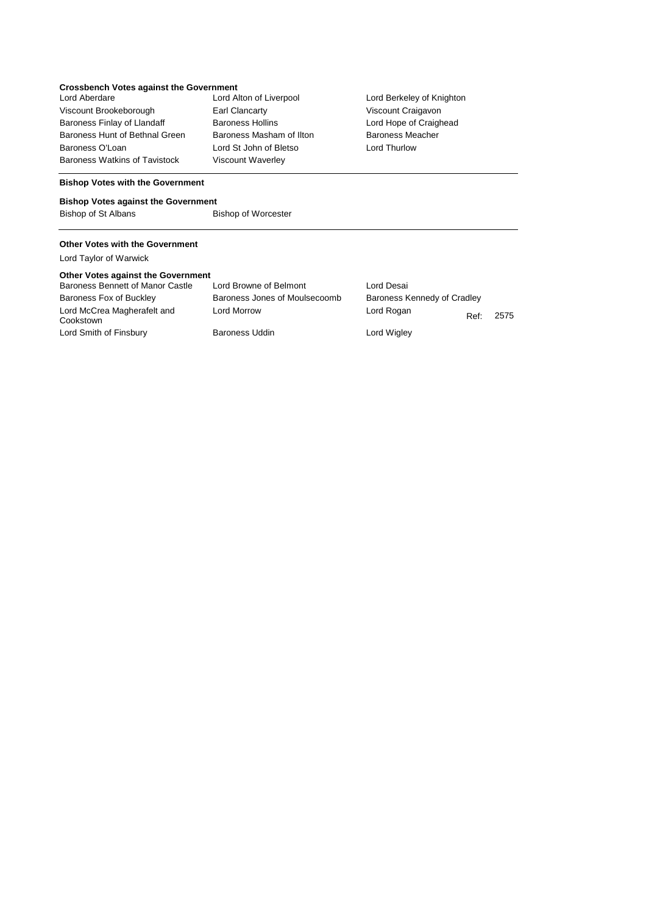**Crossbench Votes against the Government**

| | | |
|---|---|---|
| Lord Aberdare | Lord Alton of Liverpool | Lord Berkeley of Knighton |
| Viscount Brookeborough | Earl Clancarty | Viscount Craigavon |
| Baroness Finlay of Llandaff | Baroness Hollins | Lord Hope of Craighead |
| Baroness Hunt of Bethnal Green | Baroness Masham of Ilton | Baroness Meacher |
| Baroness O'Loan | Lord St John of Bletso | Lord Thurlow |
| Baroness Watkins of Tavistock | Viscount Waverley | |

**Bishop Votes with the Government**

**Bishop Votes against the Government**

| | |
|---|---|
| Bishop of St Albans | Bishop of Worcester |

**Other Votes with the Government**

Lord Taylor of Warwick

**Other Votes against the Government**

| | | |
|---|---|---|
| Baroness Bennett of Manor Castle | Lord Browne of Belmont | Lord Desai |
| Baroness Fox of Buckley | Baroness Jones of Moulsecoomb | Baroness Kennedy of Cradley |
| Lord McCrea Magherafelt and Cookstown | Lord Morrow | Lord Rogan |
| Lord Smith of Finsbury | Baroness Uddin | Lord Wigley |

Ref: 2575